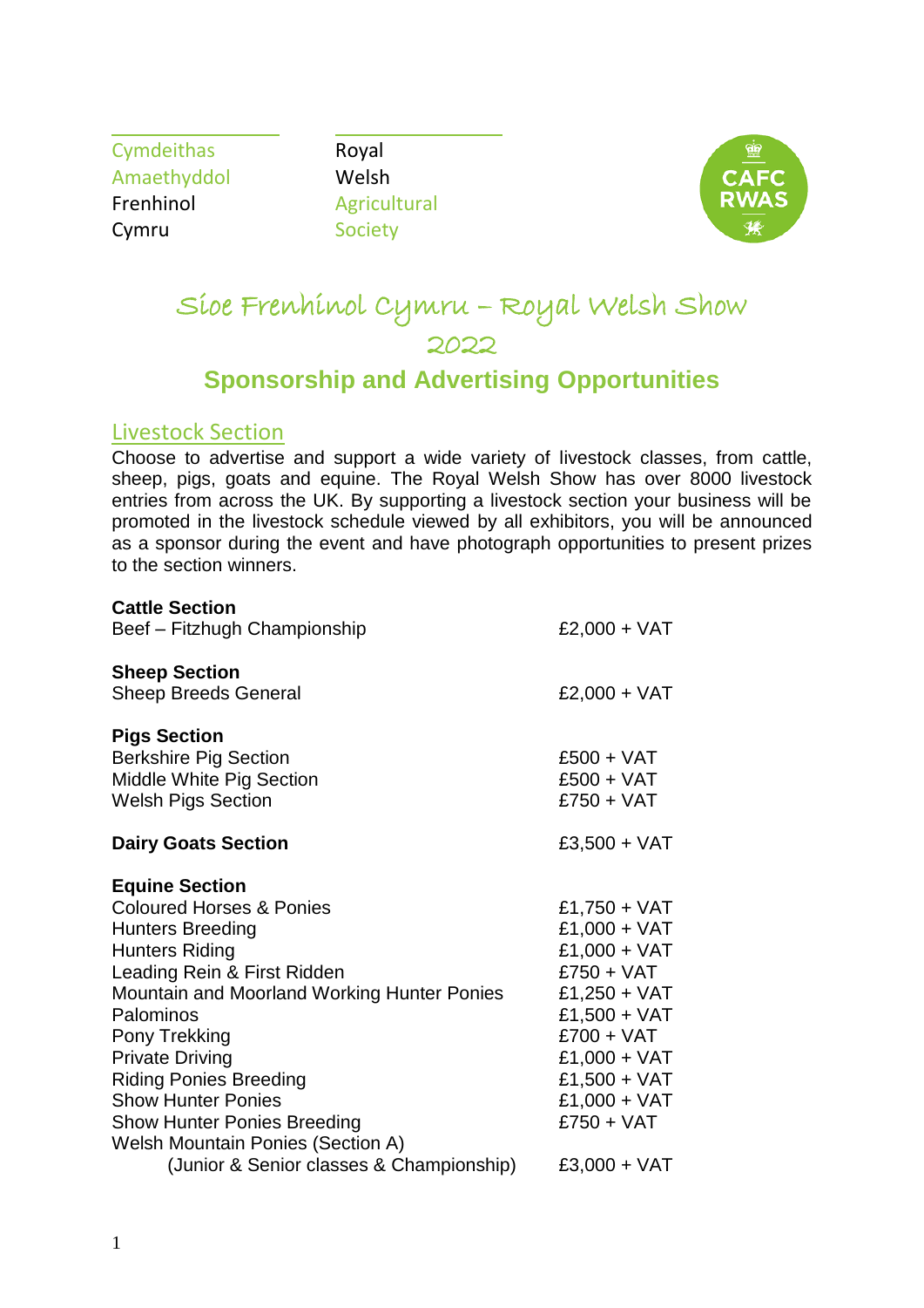Cymdeithas Amaethyddol Frenhinol Cymru

Royal Welsh Agricultural Society

# Sioe Frenhinol Cymru – Royal Welsh Show 2022

## Sponsorship and Advertising Opportunities

### Livestock Section

Choose to advertise and support a wide variety of livestock classes, from cattle, sheep, pigs, goats and equine. The Royal Welsh Show has over 8000 livestock entries from across the UK. By supporting a livestock section your business will be promoted in the livestock schedule viewed by all exhibitors, you will be announced as a sponsor during the event and have photograph opportunities to present prizes to the section winners.

**Cattle Section**

| | |
|---|---|
| Beef – Fitzhugh Championship | £2,000 + VAT |

**Sheep Section**

| | |
|---|---|
| Sheep Breeds General | £2,000 + VAT |

**Pigs Section**

| | |
|---|---|
| Berkshire Pig Section | £500 + VAT |
| Middle White Pig Section | £500 + VAT |
| Welsh Pigs Section | £750 + VAT |

| | |
|---|---|
| **Dairy Goats Section** | £3,500 + VAT |

**Equine Section**

| | |
|---|---|
| Coloured Horses & Ponies | £1,750 + VAT |
| Hunters Breeding | £1,000 + VAT |
| Hunters Riding | £1,000 + VAT |
| Leading Rein & First Ridden | £750 + VAT |
| Mountain and Moorland Working Hunter Ponies | £1,250 + VAT |
| Palominos | £1,500 + VAT |
| Pony Trekking | £700 + VAT |
| Private Driving | £1,000 + VAT |
| Riding Ponies Breeding | £1,500 + VAT |
| Show Hunter Ponies | £1,000 + VAT |
| Show Hunter Ponies Breeding | £750 + VAT |
| Welsh Mountain Ponies (Section A) (Junior & Senior classes & Championship) | £3,000 + VAT |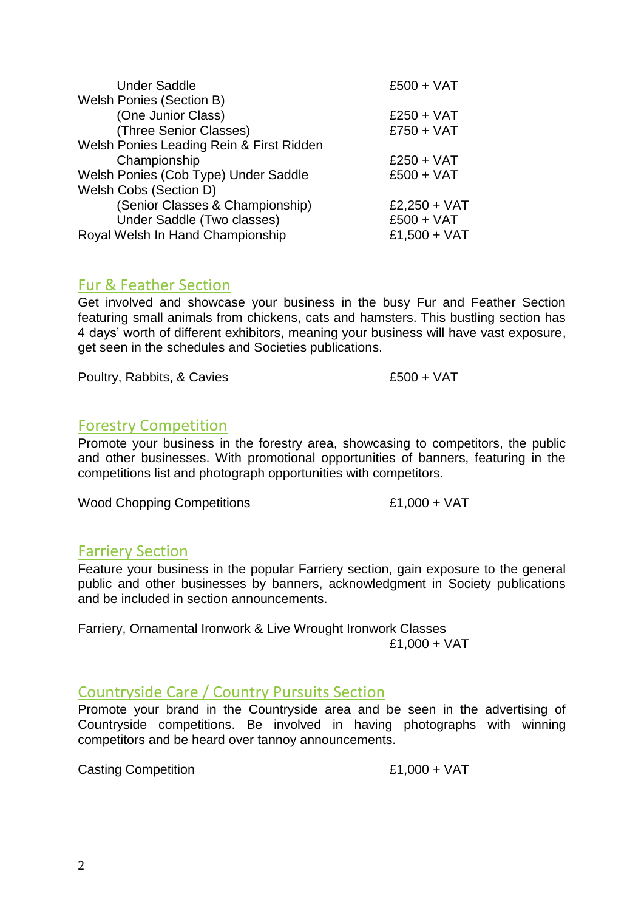| | |
|---|---|
| Under Saddle | £500 + VAT |
| Welsh Ponies (Section B) | |
| (One Junior Class) | £250 + VAT |
| (Three Senior Classes) | £750 + VAT |
| Welsh Ponies Leading Rein & First Ridden Championship | £250 + VAT |
| Welsh Ponies (Cob Type) Under Saddle | £500 + VAT |
| Welsh Cobs (Section D) | |
| (Senior Classes & Championship) | £2,250 + VAT |
| Under Saddle (Two classes) | £500 + VAT |
| Royal Welsh In Hand Championship | £1,500 + VAT |

## Fur & Feather Section

Get involved and showcase your business in the busy Fur and Feather Section featuring small animals from chickens, cats and hamsters. This bustling section has 4 days' worth of different exhibitors, meaning your business will have vast exposure, get seen in the schedules and Societies publications.

| | |
|---|---|
| Poultry, Rabbits, & Cavies | £500 + VAT |

## Forestry Competition

Promote your business in the forestry area, showcasing to competitors, the public and other businesses. With promotional opportunities of banners, featuring in the competitions list and photograph opportunities with competitors.

| | |
|---|---|
| Wood Chopping Competitions | £1,000 + VAT |

## Farriery Section

Feature your business in the popular Farriery section, gain exposure to the general public and other businesses by banners, acknowledgment in Society publications and be included in section announcements.

| | |
|---|---|
| Farriery, Ornamental Ironwork & Live Wrought Ironwork Classes | £1,000 + VAT |

## Countryside Care / Country Pursuits Section

Promote your brand in the Countryside area and be seen in the advertising of Countryside competitions. Be involved in having photographs with winning competitors and be heard over tannoy announcements.

| | |
|---|---|
| Casting Competition | £1,000 + VAT |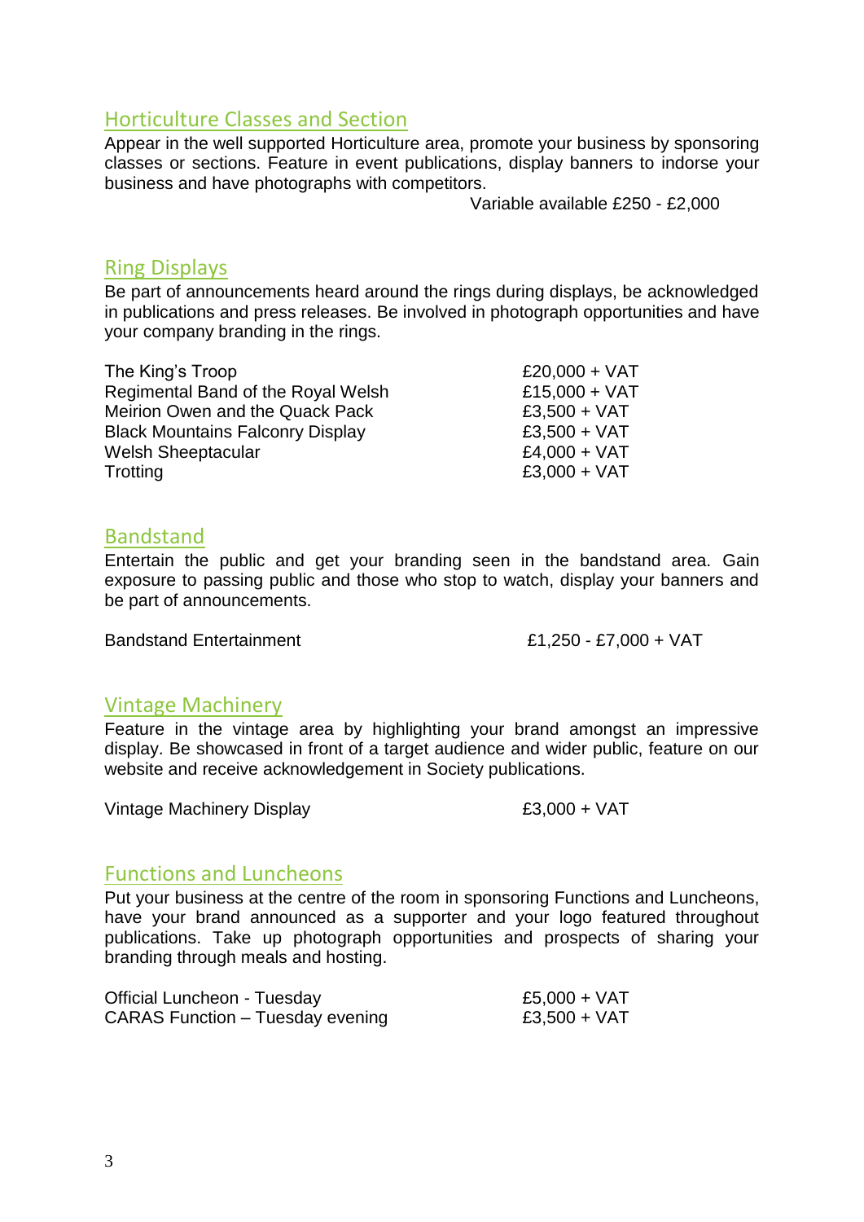## Horticulture Classes and Section

Appear in the well supported Horticulture area, promote your business by sponsoring classes or sections. Feature in event publications, display banners to indorse your business and have photographs with competitors.

Variable available £250 - £2,000

## Ring Displays

Be part of announcements heard around the rings during displays, be acknowledged in publications and press releases. Be involved in photograph opportunities and have your company branding in the rings.

| | |
|---|---|
| The King's Troop | £20,000 + VAT |
| Regimental Band of the Royal Welsh | £15,000 + VAT |
| Meirion Owen and the Quack Pack | £3,500 + VAT |
| Black Mountains Falconry Display | £3,500 + VAT |
| Welsh Sheeptacular | £4,000 + VAT |
| Trotting | £3,000 + VAT |

## Bandstand

Entertain the public and get your branding seen in the bandstand area. Gain exposure to passing public and those who stop to watch, display your banners and be part of announcements.

| | |
|---|---|
| Bandstand Entertainment | £1,250 - £7,000 + VAT |

## Vintage Machinery

Feature in the vintage area by highlighting your brand amongst an impressive display. Be showcased in front of a target audience and wider public, feature on our website and receive acknowledgement in Society publications.

| | |
|---|---|
| Vintage Machinery Display | £3,000 + VAT |

## Functions and Luncheons

Put your business at the centre of the room in sponsoring Functions and Luncheons, have your brand announced as a supporter and your logo featured throughout publications. Take up photograph opportunities and prospects of sharing your branding through meals and hosting.

| | |
|---|---|
| Official Luncheon - Tuesday | £5,000 + VAT |
| CARAS Function – Tuesday evening | £3,500 + VAT |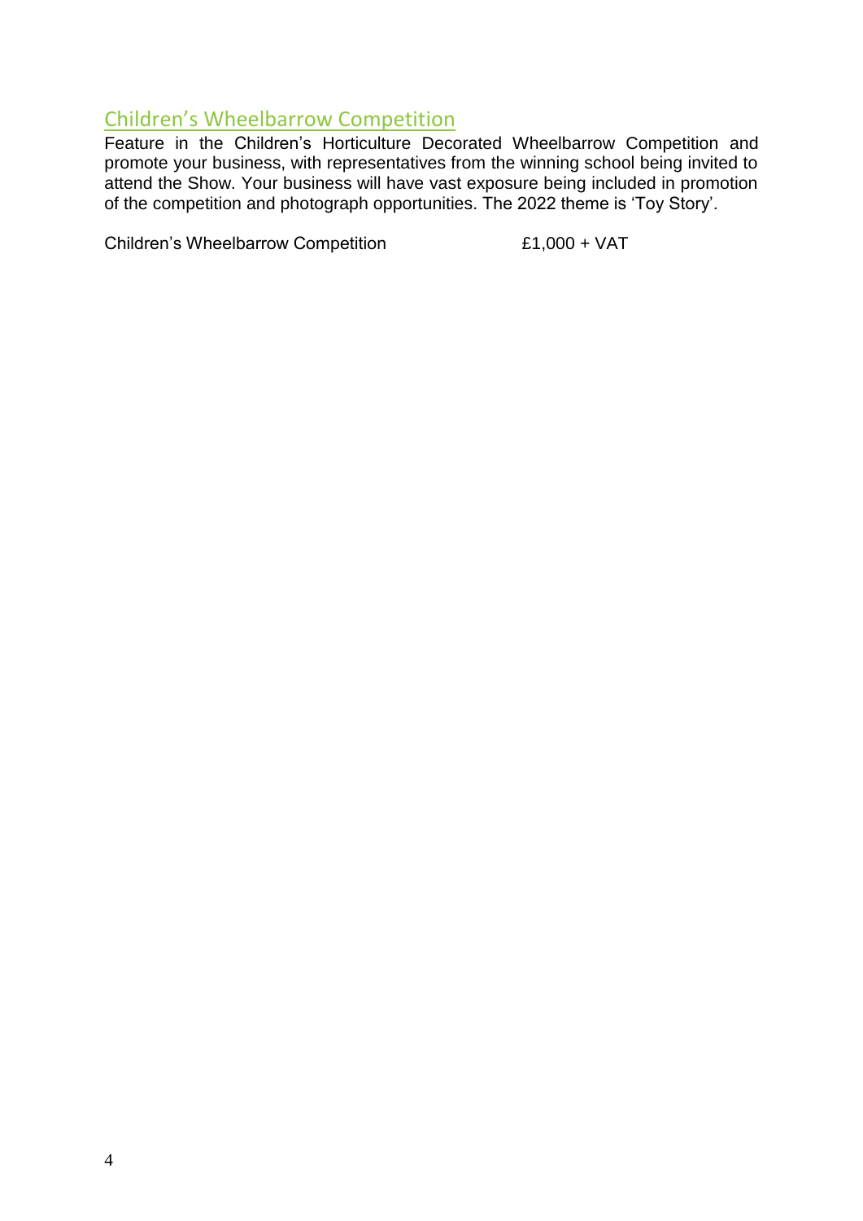## Children's Wheelbarrow Competition

Feature in the Children's Horticulture Decorated Wheelbarrow Competition and promote your business, with representatives from the winning school being invited to attend the Show. Your business will have vast exposure being included in promotion of the competition and photograph opportunities. The 2022 theme is 'Toy Story'.

| | |
|---|---|
| Children's Wheelbarrow Competition | £1,000 + VAT |